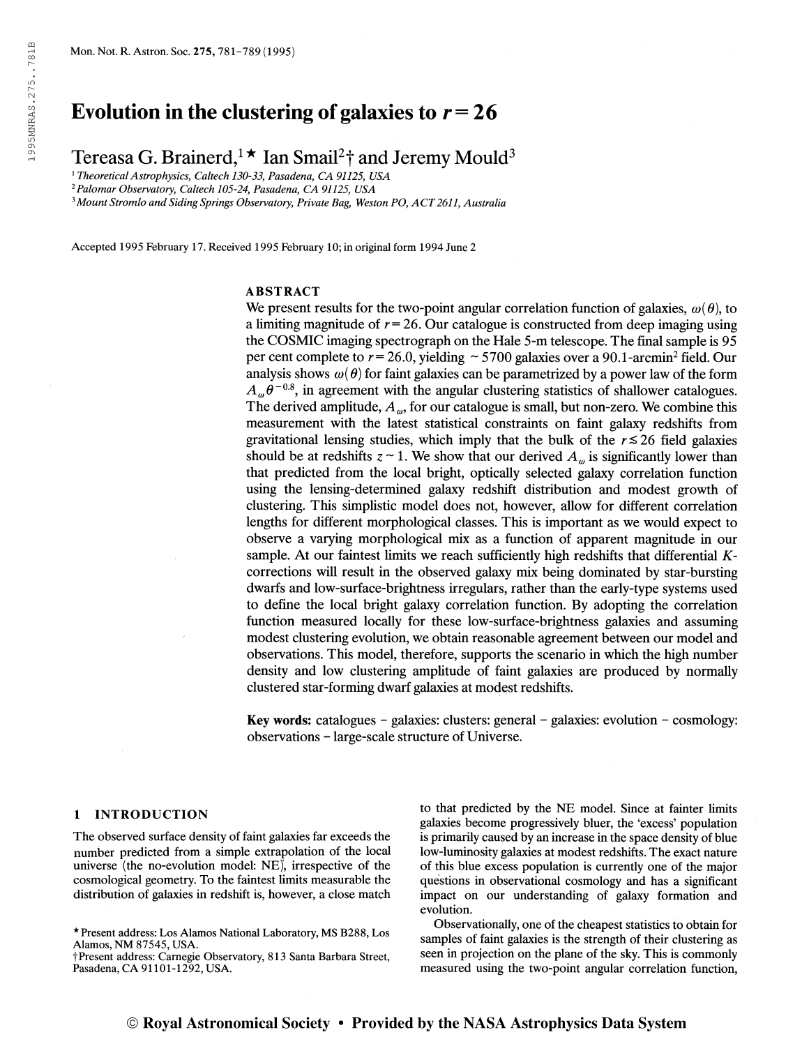# Evolution in the clustering of galaxies to $r = 26$

Tereasa G. Brainerd,[1]* Ian Smail[2]† and Jeremy Mould[3]

[1] *Theoretical Astrophysics, Caltech 130-33, Pasadena, CA 91125, USA*
[2] *Palomar Observatory, Caltech 105-24, Pasadena, CA 91125, USA*
[3] *Mount Stromlo and Siding Springs Observatory, Private Bag, Weston PO, ACT 2611, Australia*

Accepted 1995 February 17. Received 1995 February 10; in original form 1994 June 2

## ABSTRACT

We present results for the two-point angular correlation function of galaxies, $\omega(\theta)$, to a limiting magnitude of $r = 26$. Our catalogue is constructed from deep imaging using the COSMIC imaging spectrograph on the Hale 5-m telescope. The final sample is 95 per cent complete to $r = 26.0$, yielding $\sim 5700$ galaxies over a 90.1-arcmin$^2$ field. Our analysis shows $\omega(\theta)$ for faint galaxies can be parametrized by a power law of the form $A_\omega \theta^{-0.8}$, in agreement with the angular clustering statistics of shallower catalogues. The derived amplitude, $A_\omega$, for our catalogue is small, but non-zero. We combine this measurement with the latest statistical constraints on faint galaxy redshifts from gravitational lensing studies, which imply that the bulk of the $r \lesssim 26$ field galaxies should be at redshifts $z \sim 1$. We show that our derived $A_\omega$ is significantly lower than that predicted from the local bright, optically selected galaxy correlation function using the lensing-determined galaxy redshift distribution and modest growth of clustering. This simplistic model does not, however, allow for different correlation lengths for different morphological classes. This is important as we would expect to observe a varying morphological mix as a function of apparent magnitude in our sample. At our faintest limits we reach sufficiently high redshifts that differential $K$-corrections will result in the observed galaxy mix being dominated by star-bursting dwarfs and low-surface-brightness irregulars, rather than the early-type systems used to define the local bright galaxy correlation function. By adopting the correlation function measured locally for these low-surface-brightness galaxies and assuming modest clustering evolution, we obtain reasonable agreement between our model and observations. This model, therefore, supports the scenario in which the high number density and low clustering amplitude of faint galaxies are produced by normally clustered star-forming dwarf galaxies at modest redshifts.

**Key words:** catalogues – galaxies: clusters: general – galaxies: evolution – cosmology: observations – large-scale structure of Universe.

## 1 INTRODUCTION

The observed surface density of faint galaxies far exceeds the number predicted from a simple extrapolation of the local universe (the no-evolution model: NE), irrespective of the cosmological geometry. To the faintest limits measurable the distribution of galaxies in redshift is, however, a close match to that predicted by the NE model. Since at fainter limits galaxies become progressively bluer, the 'excess' population is primarily caused by an increase in the space density of blue low-luminosity galaxies at modest redshifts. The exact nature of this blue excess population is currently one of the major questions in observational cosmology and has a significant impact on our understanding of galaxy formation and evolution.

Observationally, one of the cheapest statistics to obtain for samples of faint galaxies is the strength of their clustering as seen in projection on the plane of the sky. This is commonly measured using the two-point angular correlation function,

* Present address: Los Alamos National Laboratory, MS B288, Los Alamos, NM 87545, USA.
† Present address: Carnegie Observatory, 813 Santa Barbara Street, Pasadena, CA 91101-1292, USA.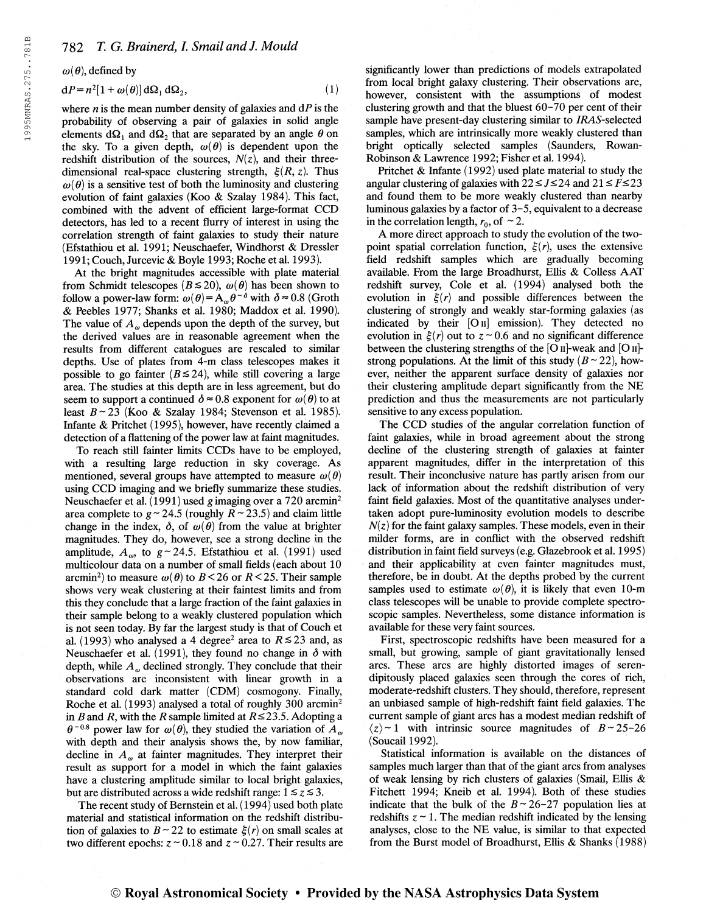$\omega(\theta)$, defined by

$$dP = n^2[1+\omega(\theta)]\,d\Omega_1\,d\Omega_2, \tag{1}$$

where $n$ is the mean number density of galaxies and $dP$ is the probability of observing a pair of galaxies in solid angle elements $d\Omega_1$ and $d\Omega_2$ that are separated by an angle $\theta$ on the sky. To a given depth, $\omega(\theta)$ is dependent upon the redshift distribution of the sources, $N(z)$, and their three-dimensional real-space clustering strength, $\xi(R, z)$. Thus $\omega(\theta)$ is a sensitive test of both the luminosity and clustering evolution of faint galaxies (Koo & Szalay 1984). This fact, combined with the advent of efficient large-format CCD detectors, has led to a recent flurry of interest in using the correlation strength of faint galaxies to study their nature (Efstathiou et al. 1991; Neuschaefer, Windhorst & Dressler 1991; Couch, Jurcevic & Boyle 1993; Roche et al. 1993).

At the bright magnitudes accessible with plate material from Schmidt telescopes ($B \lesssim 20$), $\omega(\theta)$ has been shown to follow a power-law form: $\omega(\theta) = A_\omega \theta^{-\delta}$ with $\delta \approx 0.8$ (Groth & Peebles 1977; Shanks et al. 1980; Maddox et al. 1990). The value of $A_\omega$ depends upon the depth of the survey, but the derived values are in reasonable agreement when the results from different catalogues are rescaled to similar depths. Use of plates from 4-m class telescopes makes it possible to go fainter ($B \lesssim 24$), while still covering a large area. The studies at this depth are in less agreement, but do seem to support a continued $\delta \approx 0.8$ exponent for $\omega(\theta)$ to at least $B \sim 23$ (Koo & Szalay 1984; Stevenson et al. 1985). Infante & Pritchet (1995), however, have recently claimed a detection of a flattening of the power law at faint magnitudes.

To reach still fainter limits CCDs have to be employed, with a resulting large reduction in sky coverage. As mentioned, several groups have attempted to measure $\omega(\theta)$ using CCD imaging and we briefly summarize these studies. Neuschaefer et al. (1991) used $g$ imaging over a 720 arcmin$^2$ area complete to $g \sim 24.5$ (roughly $R \sim 23.5$) and claim little change in the index, $\delta$, of $\omega(\theta)$ from the value at brighter magnitudes. They do, however, see a strong decline in the amplitude, $A_\omega$, to $g \sim 24.5$. Efstathiou et al. (1991) used multicolour data on a number of small fields (each about 10 arcmin$^2$) to measure $\omega(\theta)$ to $B < 26$ or $R < 25$. Their sample shows very weak clustering at their faintest limits and from this they conclude that a large fraction of the faint galaxies in their sample belong to a weakly clustered population which is not seen today. By far the largest study is that of Couch et al. (1993) who analysed a 4 degree$^2$ area to $R \lesssim 23$ and, as Neuschaefer et al. (1991), they found no change in $\delta$ with depth, while $A_\omega$ declined strongly. They conclude that their observations are inconsistent with linear growth in a standard cold dark matter (CDM) cosmogony. Finally, Roche et al. (1993) analysed a total of roughly 300 arcmin$^2$ in $B$ and $R$, with the $R$ sample limited at $R \lesssim 23.5$. Adopting a $\theta^{-0.8}$ power law for $\omega(\theta)$, they studied the variation of $A_\omega$ with depth and their analysis shows the, by now familiar, decline in $A_\omega$ at fainter magnitudes. They interpret their result as support for a model in which the faint galaxies have a clustering amplitude similar to local bright galaxies, but are distributed across a wide redshift range: $1 \lesssim z \lesssim 3$.

The recent study of Bernstein et al. (1994) used both plate material and statistical information on the redshift distribution of galaxies to $B \sim 22$ to estimate $\xi(r)$ on small scales at two different epochs: $z \sim 0.18$ and $z \sim 0.27$. Their results are significantly lower than predictions of models extrapolated from local bright galaxy clustering. Their observations are, however, consistent with the assumptions of modest clustering growth and that the bluest 60–70 per cent of their sample have present-day clustering similar to *IRAS*-selected samples, which are intrinsically more weakly clustered than bright optically selected samples (Saunders, Rowan-Robinson & Lawrence 1992; Fisher et al. 1994).

Pritchet & Infante (1992) used plate material to study the angular clustering of galaxies with $22 \lesssim J \lesssim 24$ and $21 \lesssim F \lesssim 23$ and found them to be more weakly clustered than nearby luminous galaxies by a factor of 3–5, equivalent to a decrease in the correlation length, $r_0$, of $\sim 2$.

A more direct approach to study the evolution of the two-point spatial correlation function, $\xi(r)$, uses the extensive field redshift samples which are gradually becoming available. From the large Broadhurst, Ellis & Colless AAT redshift survey, Cole et al. (1994) analysed both the evolution in $\xi(r)$ and possible differences between the clustering of strongly and weakly star-forming galaxies (as indicated by their [O II] emission). They detected no evolution in $\xi(r)$ out to $z \sim 0.6$ and no significant difference between the clustering strengths of the [O II]-weak and [O II]-strong populations. At the limit of this study ($B \sim 22$), however, neither the apparent surface density of galaxies nor their clustering amplitude depart significantly from the NE prediction and thus the measurements are not particularly sensitive to any excess population.

The CCD studies of the angular correlation function of faint galaxies, while in broad agreement about the strong decline of the clustering strength of galaxies at fainter apparent magnitudes, differ in the interpretation of this result. Their inconclusive nature has partly arisen from our lack of information about the redshift distribution of very faint field galaxies. Most of the quantitative analyses undertaken adopt pure-luminosity evolution models to describe $N(z)$ for the faint galaxy samples. These models, even in their milder forms, are in conflict with the observed redshift distribution in faint field surveys (e.g. Glazebrook et al. 1995) and their applicability at even fainter magnitudes must, therefore, be in doubt. At the depths probed by the current samples used to estimate $\omega(\theta)$, it is likely that even 10-m class telescopes will be unable to provide complete spectroscopic samples. Nevertheless, some distance information is available for these very faint sources.

First, spectroscopic redshifts have been measured for a small, but growing, sample of giant gravitationally lensed arcs. These arcs are highly distorted images of serendipitously placed galaxies seen through the cores of rich, moderate-redshift clusters. They should, therefore, represent an unbiased sample of high-redshift faint field galaxies. The current sample of giant arcs has a modest median redshift of $\langle z \rangle \sim 1$ with intrinsic source magnitudes of $B \sim 25$–26 (Soucail 1992).

Statistical information is available on the distances of samples much larger than that of the giant arcs from analyses of weak lensing by rich clusters of galaxies (Smail, Ellis & Fitchett 1994; Kneib et al. 1994). Both of these studies indicate that the bulk of the $B \sim 26$–27 population lies at redshifts $z \sim 1$. The median redshift indicated by the lensing analyses, close to the NE value, is similar to that expected from the Burst model of Broadhurst, Ellis & Shanks (1988)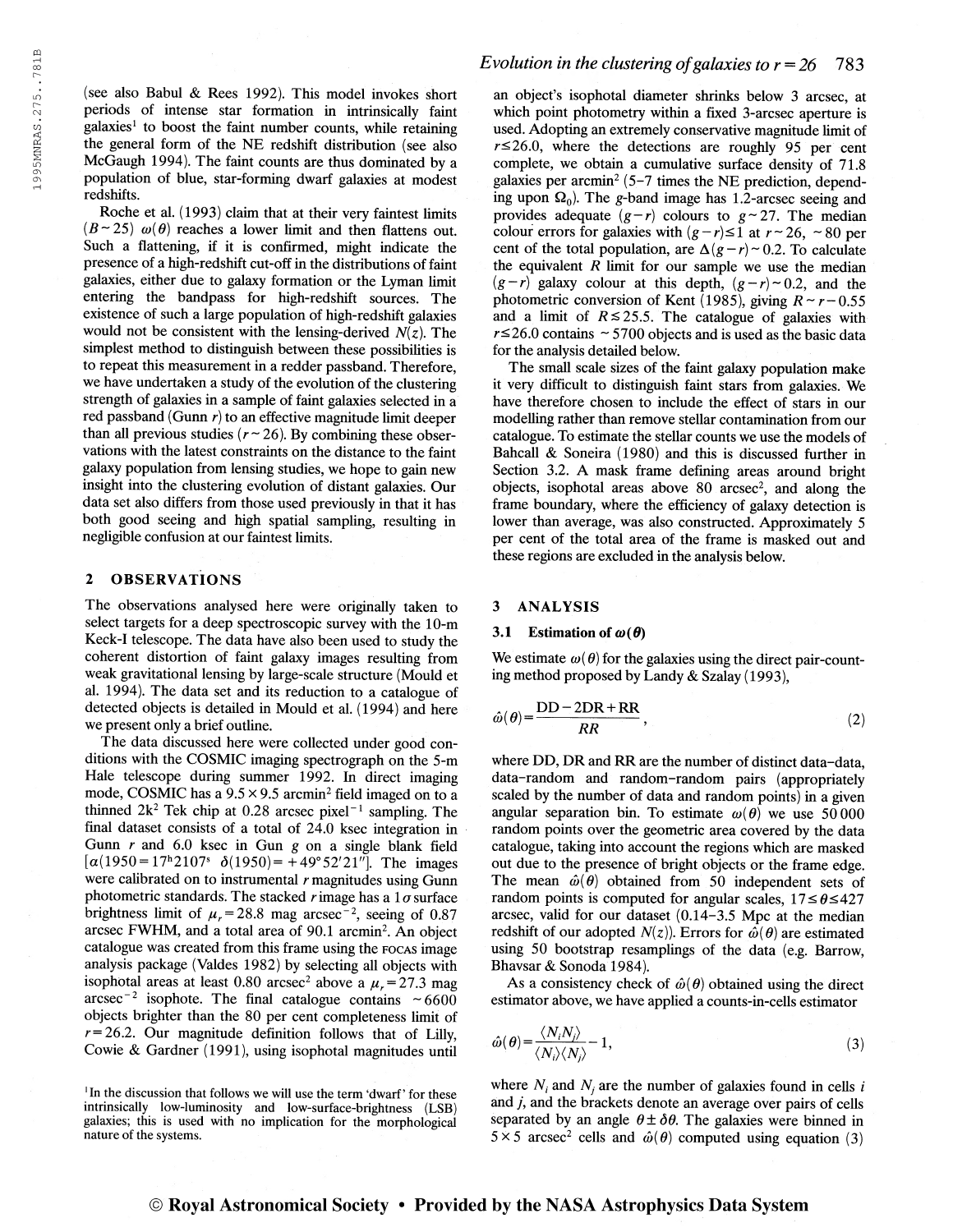(see also Babul & Rees 1992). This model invokes short periods of intense star formation in intrinsically faint galaxies[1] to boost the faint number counts, while retaining the general form of the NE redshift distribution (see also McGaugh 1994). The faint counts are thus dominated by a population of blue, star-forming dwarf galaxies at modest redshifts.

Roche et al. (1993) claim that at their very faintest limits ($B \sim 25$) $\omega(\theta)$ reaches a lower limit and then flattens out. Such a flattening, if it is confirmed, might indicate the presence of a high-redshift cut-off in the distributions of faint galaxies, either due to galaxy formation or the Lyman limit entering the bandpass for high-redshift sources. The existence of such a large population of high-redshift galaxies would not be consistent with the lensing-derived $N(z)$. The simplest method to distinguish between these possibilities is to repeat this measurement in a redder passband. Therefore, we have undertaken a study of the evolution of the clustering strength of galaxies in a sample of faint galaxies selected in a red passband (Gunn $r$) to an effective magnitude limit deeper than all previous studies ($r \sim 26$). By combining these observations with the latest constraints on the distance to the faint galaxy population from lensing studies, we hope to gain new insight into the clustering evolution of distant galaxies. Our data set also differs from those used previously in that it has both good seeing and high spatial sampling, resulting in negligible confusion at our faintest limits.

## 2 OBSERVATIONS

The observations analysed here were originally taken to select targets for a deep spectroscopic survey with the 10-m Keck-I telescope. The data have also been used to study the coherent distortion of faint galaxy images resulting from weak gravitational lensing by large-scale structure (Mould et al. 1994). The data set and its reduction to a catalogue of detected objects is detailed in Mould et al. (1994) and here we present only a brief outline.

The data discussed here were collected under good conditions with the COSMIC imaging spectrograph on the 5-m Hale telescope during summer 1992. In direct imaging mode, COSMIC has a $9.5 \times 9.5$ arcmin$^2$ field imaged on to a thinned 2k$^2$ Tek chip at 0.28 arcsec pixel$^{-1}$ sampling. The final dataset consists of a total of 24.0 ksec integration in Gunn $r$ and 6.0 ksec in Gun $g$ on a single blank field [$\alpha(1950 = 17^{\rm h}2107^{\rm s}$ $\delta(1950) = +49°52'21''$]. The images were calibrated on to instrumental $r$ magnitudes using Gunn photometric standards. The stacked $r$ image has a $1\sigma$ surface brightness limit of $\mu_r = 28.8$ mag arcsec$^{-2}$, seeing of 0.87 arcsec FWHM, and a total area of 90.1 arcmin$^2$. An object catalogue was created from this frame using the FOCAS image analysis package (Valdes 1982) by selecting all objects with isophotal areas at least 0.80 arcsec$^2$ above a $\mu_r = 27.3$ mag arcsec$^{-2}$ isophote. The final catalogue contains $\sim 6600$ objects brighter than the 80 per cent completeness limit of $r = 26.2$. Our magnitude definition follows that of Lilly, Cowie & Gardner (1991), using isophotal magnitudes until an object's isophotal diameter shrinks below 3 arcsec, at which point photometry within a fixed 3-arcsec aperture is used. Adopting an extremely conservative magnitude limit of $r \lesssim 26.0$, where the detections are roughly 95 per cent complete, we obtain a cumulative surface density of 71.8 galaxies per arcmin$^2$ (5–7 times the NE prediction, depending upon $\Omega_0$). The $g$-band image has 1.2-arcsec seeing and provides adequate $(g-r)$ colours to $g \sim 27$. The median colour errors for galaxies with $(g-r) \lesssim 1$ at $r \sim 26$, $\sim 80$ per cent of the total population, are $\Delta(g-r) \sim 0.2$. To calculate the equivalent $R$ limit for our sample we use the median $(g-r)$ galaxy colour at this depth, $(g-r) \sim 0.2$, and the photometric conversion of Kent (1985), giving $R \sim r - 0.55$ and a limit of $R \lesssim 25.5$. The catalogue of galaxies with $r \lesssim 26.0$ contains $\sim 5700$ objects and is used as the basic data for the analysis detailed below.

The small scale sizes of the faint galaxy population make it very difficult to distinguish faint stars from galaxies. We have therefore chosen to include the effect of stars in our modelling rather than remove stellar contamination from our catalogue. To estimate the stellar counts we use the models of Bahcall & Soneira (1980) and this is discussed further in Section 3.2. A mask frame defining areas around bright objects, isophotal areas above 80 arcsec$^2$, and along the frame boundary, where the efficiency of galaxy detection is lower than average, was also constructed. Approximately 5 per cent of the total area of the frame is masked out and these regions are excluded in the analysis below.

## 3 ANALYSIS

### 3.1 Estimation of $\omega(\theta)$

We estimate $\omega(\theta)$ for the galaxies using the direct pair-counting method proposed by Landy & Szalay (1993),

$$\hat{\omega}(\theta) = \frac{\mathrm{DD} - 2\mathrm{DR} + \mathrm{RR}}{RR}, \tag{2}$$

where DD, DR and RR are the number of distinct data–data, data–random and random–random pairs (appropriately scaled by the number of data and random points) in a given angular separation bin. To estimate $\omega(\theta)$ we use 50 000 random points over the geometric area covered by the data catalogue, taking into account the regions which are masked out due to the presence of bright objects or the frame edge. The mean $\hat{\omega}(\theta)$ obtained from 50 independent sets of random points is computed for angular scales, $17 \lesssim \theta \lesssim 427$ arcsec, valid for our dataset (0.14–3.5 Mpc at the median redshift of our adopted $N(z)$). Errors for $\hat{\omega}(\theta)$ are estimated using 50 bootstrap resamplings of the data (e.g. Barrow, Bhavsar & Sonoda 1984).

As a consistency check of $\hat{\omega}(\theta)$ obtained using the direct estimator above, we have applied a counts-in-cells estimator

$$\hat{\omega}(\theta) = \frac{\langle N_i N_j \rangle}{\langle N_i \rangle \langle N_j \rangle} - 1, \tag{3}$$

where $N_i$ and $N_j$ are the number of galaxies found in cells $i$ and $j$, and the brackets denote an average over pairs of cells separated by an angle $\theta \pm \delta\theta$. The galaxies were binned in $5 \times 5$ arcsec$^2$ cells and $\hat{\omega}(\theta)$ computed using equation (3)

[1] In the discussion that follows we will use the term 'dwarf' for these intrinsically low-luminosity and low-surface-brightness (LSB) galaxies; this is used with no implication for the morphological nature of the systems.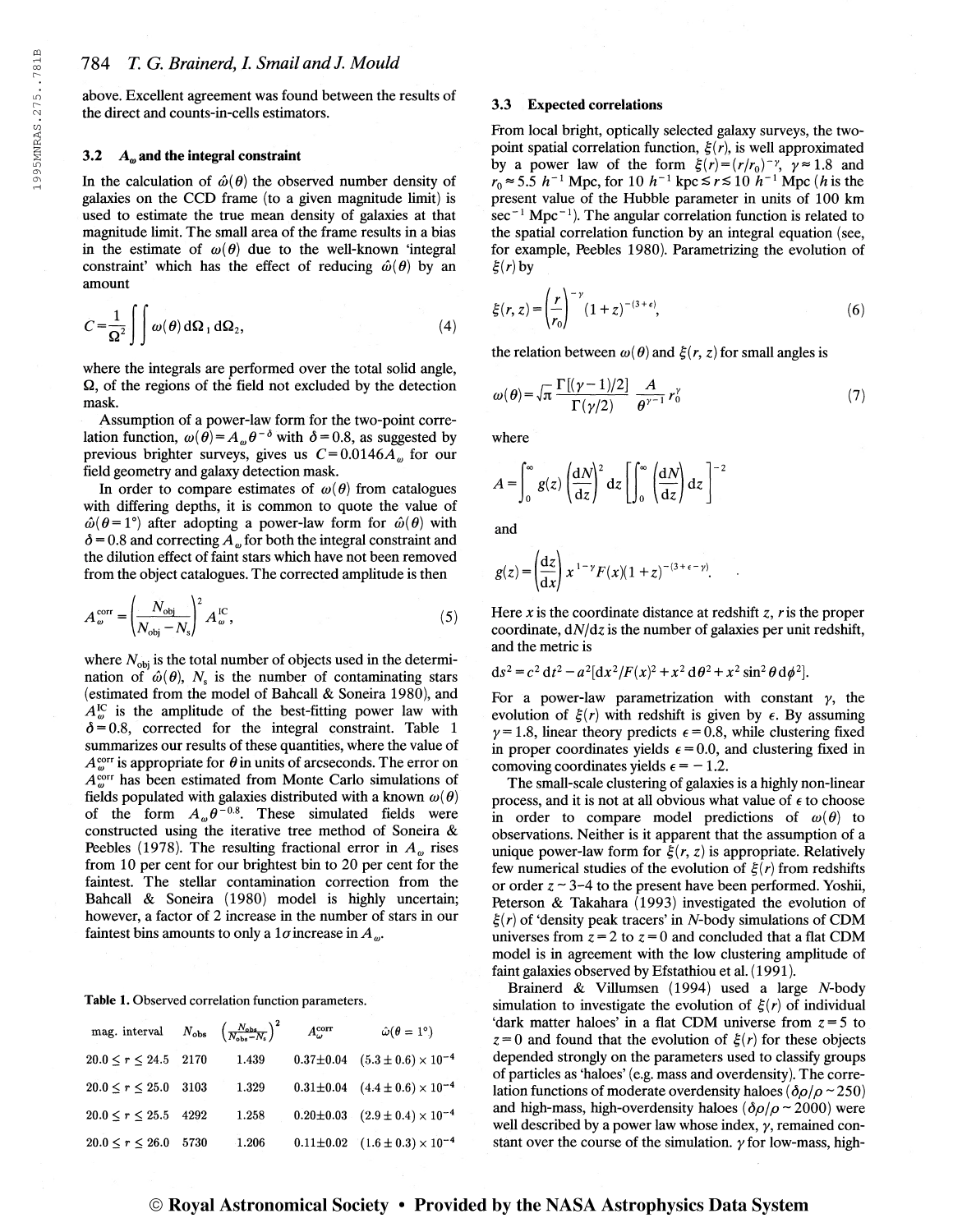above. Excellent agreement was found between the results of the direct and counts-in-cells estimators.

### 3.2 $A_\omega$ and the integral constraint

In the calculation of $\hat{\omega}(\theta)$ the observed number density of galaxies on the CCD frame (to a given magnitude limit) is used to estimate the true mean density of galaxies at that magnitude limit. The small area of the frame results in a bias in the estimate of $\omega(\theta)$ due to the well-known 'integral constraint' which has the effect of reducing $\hat{\omega}(\theta)$ by an amount

$$C = \frac{1}{\Omega^2} \int\int \omega(\theta)\, d\Omega_1\, d\Omega_2, \tag{4}$$

where the integrals are performed over the total solid angle, $\Omega$, of the regions of the field not excluded by the detection mask.

Assumption of a power-law form for the two-point correlation function, $\omega(\theta) = A_\omega \theta^{-\delta}$ with $\delta = 0.8$, as suggested by previous brighter surveys, gives us $C = 0.0146 A_\omega$ for our field geometry and galaxy detection mask.

In order to compare estimates of $\omega(\theta)$ from catalogues with differing depths, it is common to quote the value of $\hat{\omega}(\theta = 1°)$ after adopting a power-law form for $\hat{\omega}(\theta)$ with $\delta = 0.8$ and correcting $A_\omega$ for both the integral constraint and the dilution effect of faint stars which have not been removed from the object catalogues. The corrected amplitude is then

$$A_\omega^{\text{corr}} = \left(\frac{N_{\text{obj}}}{N_{\text{obj}} - N_s}\right)^2 A_\omega^{\text{IC}}, \tag{5}$$

where $N_{\text{obj}}$ is the total number of objects used in the determination of $\hat{\omega}(\theta)$, $N_s$ is the number of contaminating stars (estimated from the model of Bahcall & Soneira 1980), and $A_\omega^{\text{IC}}$ is the amplitude of the best-fitting power law with $\delta = 0.8$, corrected for the integral constraint. Table 1 summarizes our results of these quantities, where the value of $A_\omega^{\text{corr}}$ is appropriate for $\theta$ in units of arcseconds. The error on $A_\omega^{\text{corr}}$ has been estimated from Monte Carlo simulations of fields populated with galaxies distributed with a known $\omega(\theta)$ of the form $A_\omega \theta^{-0.8}$. These simulated fields were constructed using the iterative tree method of Soneira & Peebles (1978). The resulting fractional error in $A_\omega$ rises from 10 per cent for our brightest bin to 20 per cent for the faintest. The stellar contamination correction from the Bahcall & Soneira (1980) model is highly uncertain; however, a factor of 2 increase in the number of stars in our faintest bins amounts to only a $1\sigma$ increase in $A_\omega$.

**Table 1.** Observed correlation function parameters.

| mag. interval | $N_{\text{obs}}$ | $\left(\frac{N_{\text{obs}}}{N_{\text{obs}} - N_s}\right)^2$ | $A_\omega^{\text{corr}}$ | $\hat{\omega}(\theta = 1°)$ |
|---|---|---|---|---|
| $20.0 \le r \le 24.5$ | 2170 | 1.439 | $0.37 \pm 0.04$ | $(5.3 \pm 0.6) \times 10^{-4}$ |
| $20.0 \le r \le 25.0$ | 3103 | 1.329 | $0.31 \pm 0.04$ | $(4.4 \pm 0.6) \times 10^{-4}$ |
| $20.0 \le r \le 25.5$ | 4292 | 1.258 | $0.20 \pm 0.03$ | $(2.9 \pm 0.4) \times 10^{-4}$ |
| $20.0 \le r \le 26.0$ | 5730 | 1.206 | $0.11 \pm 0.02$ | $(1.6 \pm 0.3) \times 10^{-4}$ |

### 3.3 Expected correlations

From local bright, optically selected galaxy surveys, the two-point spatial correlation function, $\xi(r)$, is well approximated by a power law of the form $\xi(r) = (r/r_0)^{-\gamma}$, $\gamma \approx 1.8$ and $r_0 \approx 5.5\ h^{-1}$ Mpc, for $10\ h^{-1}\ \text{kpc} \lesssim r \lesssim 10\ h^{-1}$ Mpc ($h$ is the present value of the Hubble parameter in units of 100 km sec$^{-1}$ Mpc$^{-1}$). The angular correlation function is related to the spatial correlation function by an integral equation (see, for example, Peebles 1980). Parametrizing the evolution of $\xi(r)$ by

$$\xi(r, z) = \left(\frac{r}{r_0}\right)^{-\gamma} (1+z)^{-(3+\epsilon)}, \tag{6}$$

the relation between $\omega(\theta)$ and $\xi(r, z)$ for small angles is

$$\omega(\theta) = \sqrt{\pi}\, \frac{\Gamma[(\gamma-1)/2]}{\Gamma(\gamma/2)} \frac{A}{\theta^{\gamma-1}} r_0^\gamma \tag{7}$$

where

$$A = \int_0^\infty g(z) \left(\frac{dN}{dz}\right)^2 dz \left[\int_0^\infty \left(\frac{dN}{dz}\right) dz\right]^{-2}$$

and

$$g(z) = \left(\frac{dz}{dx}\right) x^{1-\gamma} F(x)(1+z)^{-(3+\epsilon-\gamma)}.$$

Here $x$ is the coordinate distance at redshift $z$, $r$ is the proper coordinate, $dN/dz$ is the number of galaxies per unit redshift, and the metric is

$$ds^2 = c^2\, dt^2 - a^2[dx^2/F(x)^2 + x^2\, d\theta^2 + x^2 \sin^2\theta\, d\phi^2].$$

For a power-law parametrization with constant $\gamma$, the evolution of $\xi(r)$ with redshift is given by $\epsilon$. By assuming $\gamma = 1.8$, linear theory predicts $\epsilon = 0.8$, while clustering fixed in proper coordinates yields $\epsilon = 0.0$, and clustering fixed in comoving coordinates yields $\epsilon = -1.2$.

The small-scale clustering of galaxies is a highly non-linear process, and it is not at all obvious what value of $\epsilon$ to choose in order to compare model predictions of $\omega(\theta)$ to observations. Neither is it apparent that the assumption of a unique power-law form for $\xi(r, z)$ is appropriate. Relatively few numerical studies of the evolution of $\xi(r)$ from redshifts or order $z \sim 3$–$4$ to the present have been performed. Yoshii, Peterson & Takahara (1993) investigated the evolution of $\xi(r)$ of 'density peak tracers' in $N$-body simulations of CDM universes from $z = 2$ to $z = 0$ and concluded that a flat CDM model is in agreement with the low clustering amplitude of faint galaxies observed by Efstathiou et al. (1991).

Brainerd & Villumsen (1994) used a large $N$-body simulation to investigate the evolution of $\xi(r)$ of individual 'dark matter haloes' in a flat CDM universe from $z = 5$ to $z = 0$ and found that the evolution of $\xi(r)$ for these objects depended strongly on the parameters used to classify groups of particles as 'haloes' (e.g. mass and overdensity). The correlation functions of moderate overdensity haloes ($\delta\rho/\rho \sim 250$) and high-mass, high-overdensity haloes ($\delta\rho/\rho \sim 2000$) were well described by a power law whose index, $\gamma$, remained constant over the course of the simulation. $\gamma$ for low-mass, high-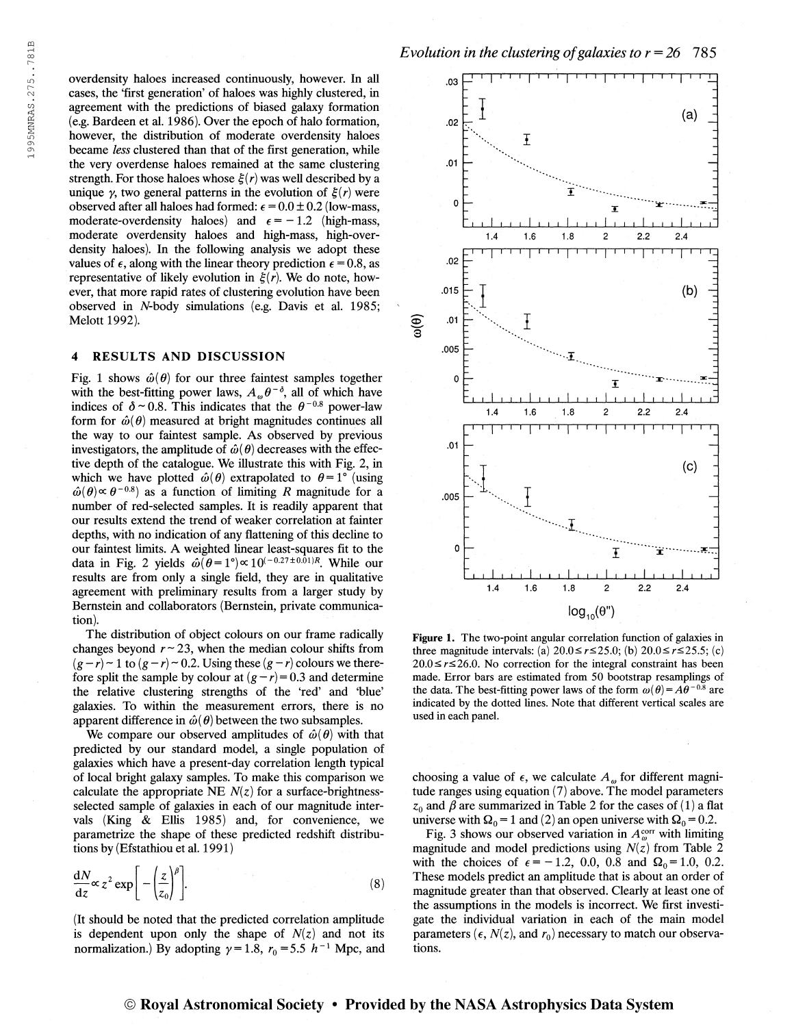overdensity haloes increased continuously, however. In all cases, the 'first generation' of haloes was highly clustered, in agreement with the predictions of biased galaxy formation (e.g. Bardeen et al. 1986). Over the epoch of halo formation, however, the distribution of moderate overdensity haloes became *less* clustered than that of the first generation, while the very overdense haloes remained at the same clustering strength. For those haloes whose $\xi(r)$ was well described by a unique $\gamma$, two general patterns in the evolution of $\xi(r)$ were observed after all haloes had formed: $\epsilon = 0.0 \pm 0.2$ (low-mass, moderate-overdensity haloes) and $\epsilon = -1.2$ (high-mass, moderate overdensity haloes and high-mass, high-overdensity haloes). In the following analysis we adopt these values of $\epsilon$, along with the linear theory prediction $\epsilon = 0.8$, as representative of likely evolution in $\xi(r)$. We do note, however, that more rapid rates of clustering evolution have been observed in *N*-body simulations (e.g. Davis et al. 1985; Melott 1992).

## 4 RESULTS AND DISCUSSION

Fig. 1 shows $\hat{\omega}(\theta)$ for our three faintest samples together with the best-fitting power laws, $A_\omega \theta^{-\delta}$, all of which have indices of $\delta \sim 0.8$. This indicates that the $\theta^{-0.8}$ power-law form for $\hat{\omega}(\theta)$ measured at bright magnitudes continues all the way to our faintest sample. As observed by previous investigators, the amplitude of $\hat{\omega}(\theta)$ decreases with the effective depth of the catalogue. We illustrate this with Fig. 2, in which we have plotted $\hat{\omega}(\theta)$ extrapolated to $\theta = 1°$ (using $\hat{\omega}(\theta) \propto \theta^{-0.8}$) as a function of limiting *R* magnitude for a number of red-selected samples. It is readily apparent that our results extend the trend of weaker correlation at fainter depths, with no indication of any flattening of this decline to our faintest limits. A weighted linear least-squares fit to the data in Fig. 2 yields $\hat{\omega}(\theta = 1°) \propto 10^{(-0.27 \pm 0.01)R}$. While our results are from only a single field, they are in qualitative agreement with preliminary results from a larger study by Bernstein and collaborators (Bernstein, private communication).

The distribution of object colours on our frame radically changes beyond $r \sim 23$, when the median colour shifts from $(g-r) \sim 1$ to $(g-r) \sim 0.2$. Using these $(g-r)$ colours we therefore split the sample by colour at $(g-r) = 0.3$ and determine the relative clustering strengths of the 'red' and 'blue' galaxies. To within the measurement errors, there is no apparent difference in $\hat{\omega}(\theta)$ between the two subsamples.

We compare our observed amplitudes of $\hat{\omega}(\theta)$ with that predicted by our standard model, a single population of galaxies which have a present-day correlation length typical of local bright galaxy samples. To make this comparison we calculate the appropriate NE $N(z)$ for a surface-brightness-selected sample of galaxies in each of our magnitude intervals (King & Ellis 1985) and, for convenience, we parametrize the shape of these predicted redshift distributions by (Efstathiou et al. 1991)

$$\frac{\mathrm{d}N}{\mathrm{d}z} \propto z^2 \exp\left[-\left(\frac{z}{z_0}\right)^\beta\right]. \tag{8}$$

(It should be noted that the predicted correlation amplitude is dependent upon only the shape of $N(z)$ and not its normalization.) By adopting $\gamma = 1.8$, $r_0 = 5.5\ h^{-1}$ Mpc, and choosing a value of $\epsilon$, we calculate $A_\omega$ for different magnitude ranges using equation (7) above. The model parameters $z_0$ and $\beta$ are summarized in Table 2 for the cases of (1) a flat universe with $\Omega_0 = 1$ and (2) an open universe with $\Omega_0 = 0.2$.

Fig. 3 shows our observed variation in $A_\omega^{\mathrm{corr}}$ with limiting magnitude and model predictions using $N(z)$ from Table 2 with the choices of $\epsilon = -1.2$, 0.0, 0.8 and $\Omega_0 = 1.0$, 0.2. These models predict an amplitude that is about an order of magnitude greater than that observed. Clearly at least one of the assumptions in the models is incorrect. We first investigate the individual variation in each of the main model parameters ($\epsilon$, $N(z)$, and $r_0$) necessary to match our observations.

**Figure 1.** The two-point angular correlation function of galaxies in three magnitude intervals: (a) $20.0 \leq r \leq 25.0$; (b) $20.0 \leq r \leq 25.5$; (c) $20.0 \leq r \leq 26.0$. No correction for the integral constraint has been made. Error bars are estimated from 50 bootstrap resamplings of the data. The best-fitting power laws of the form $\omega(\theta) = A\theta^{-0.8}$ are indicated by the dotted lines. Note that different vertical scales are used in each panel.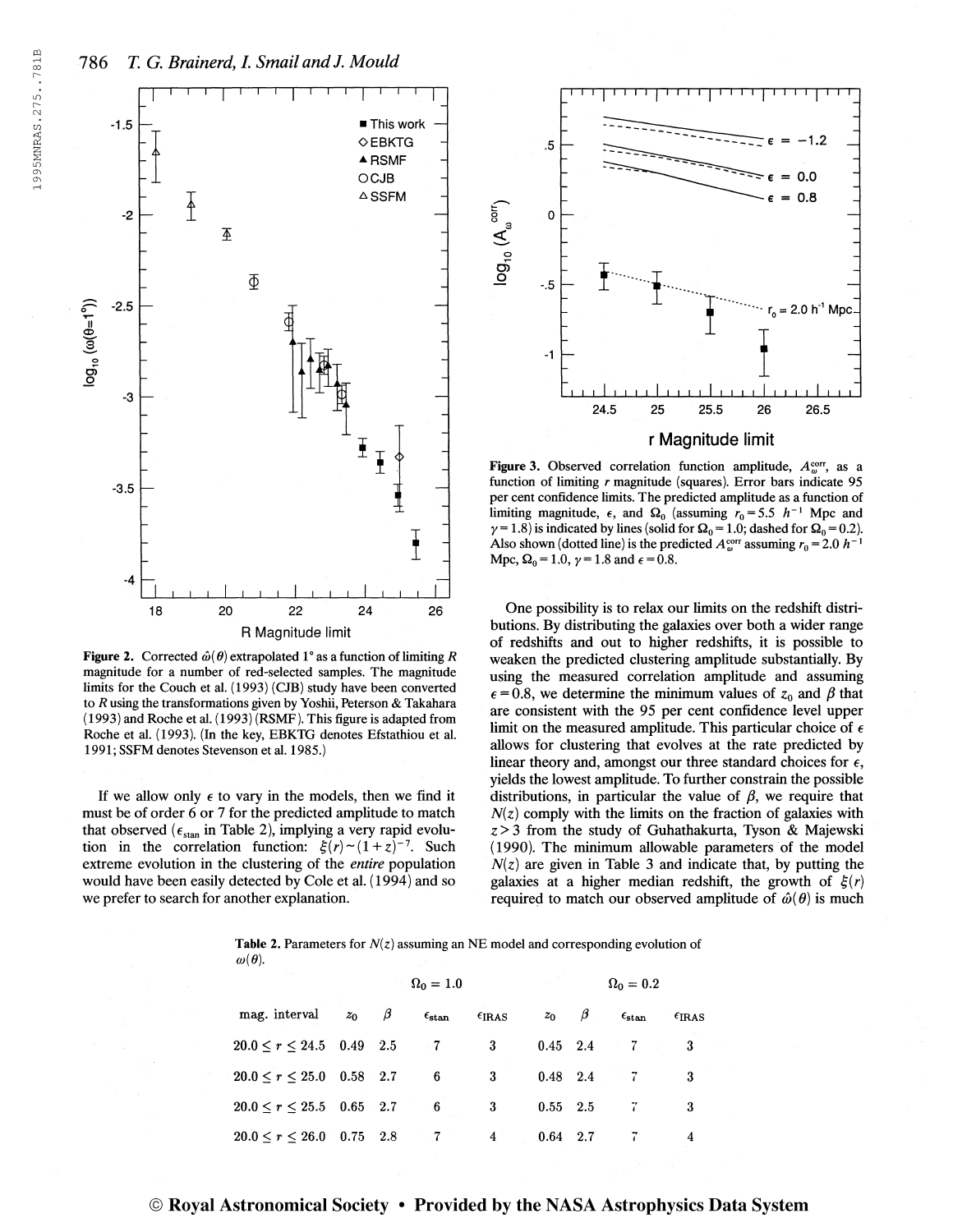**Figure 2.** Corrected $\hat{\omega}(\theta)$ extrapolated 1° as a function of limiting $R$ magnitude for a number of red-selected samples. The magnitude limits for the Couch et al. (1993) (CJB) study have been converted to $R$ using the transformations given by Yoshii, Peterson & Takahara (1993) and Roche et al. (1993) (RSMF). This figure is adapted from Roche et al. (1993). (In the key, EBKTG denotes Efstathiou et al. 1991; SSFM denotes Stevenson et al. 1985.)

If we allow only $\epsilon$ to vary in the models, then we find it must be of order 6 or 7 for the predicted amplitude to match that observed ($\epsilon_{stan}$ in Table 2), implying a very rapid evolution in the correlation function: $\xi(r) \sim (1+z)^{-7}$. Such extreme evolution in the clustering of the *entire* population would have been easily detected by Cole et al. (1994) and so we prefer to search for another explanation.

**Figure 3.** Observed correlation function amplitude, $A_\omega^{corr}$, as a function of limiting $r$ magnitude (squares). Error bars indicate 95 per cent confidence limits. The predicted amplitude as a function of limiting magnitude, $\epsilon$, and $\Omega_0$ (assuming $r_0 = 5.5\ h^{-1}$ Mpc and $\gamma = 1.8$) is indicated by lines (solid for $\Omega_0 = 1.0$; dashed for $\Omega_0 = 0.2$). Also shown (dotted line) is the predicted $A_\omega^{corr}$ assuming $r_0 = 2.0\ h^{-1}$ Mpc, $\Omega_0 = 1.0$, $\gamma = 1.8$ and $\epsilon = 0.8$.

One possibility is to relax our limits on the redshift distributions. By distributing the galaxies over both a wider range of redshifts and out to higher redshifts, it is possible to weaken the predicted clustering amplitude substantially. By using the measured correlation amplitude and assuming $\epsilon = 0.8$, we determine the minimum values of $z_0$ and $\beta$ that are consistent with the 95 per cent confidence level upper limit on the measured amplitude. This particular choice of $\epsilon$ allows for clustering that evolves at the rate predicted by linear theory and, amongst our three standard choices for $\epsilon$, yields the lowest amplitude. To further constrain the possible distributions, in particular the value of $\beta$, we require that $N(z)$ comply with the limits on the fraction of galaxies with $z > 3$ from the study of Guhathakurta, Tyson & Majewski (1990). The minimum allowable parameters of the model $N(z)$ are given in Table 3 and indicate that, by putting the galaxies at a higher median redshift, the growth of $\xi(r)$ required to match our observed amplitude of $\hat{\omega}(\theta)$ is much

**Table 2.** Parameters for $N(z)$ assuming an NE model and corresponding evolution of $\omega(\theta)$.

| | $\Omega_0 = 1.0$ | | | | $\Omega_0 = 0.2$ | | | |
|---|---|---|---|---|---|---|---|---|
| mag. interval | $z_0$ | $\beta$ | $\epsilon_{stan}$ | $\epsilon_{IRAS}$ | $z_0$ | $\beta$ | $\epsilon_{stan}$ | $\epsilon_{IRAS}$ |
| $20.0 \le r \le 24.5$ | 0.49 | 2.5 | 7 | 3 | 0.45 | 2.4 | 7 | 3 |
| $20.0 \le r \le 25.0$ | 0.58 | 2.7 | 6 | 3 | 0.48 | 2.4 | 7 | 3 |
| $20.0 \le r \le 25.5$ | 0.65 | 2.7 | 6 | 3 | 0.55 | 2.5 | 7 | 3 |
| $20.0 \le r \le 26.0$ | 0.75 | 2.8 | 7 | 4 | 0.64 | 2.7 | 7 | 4 |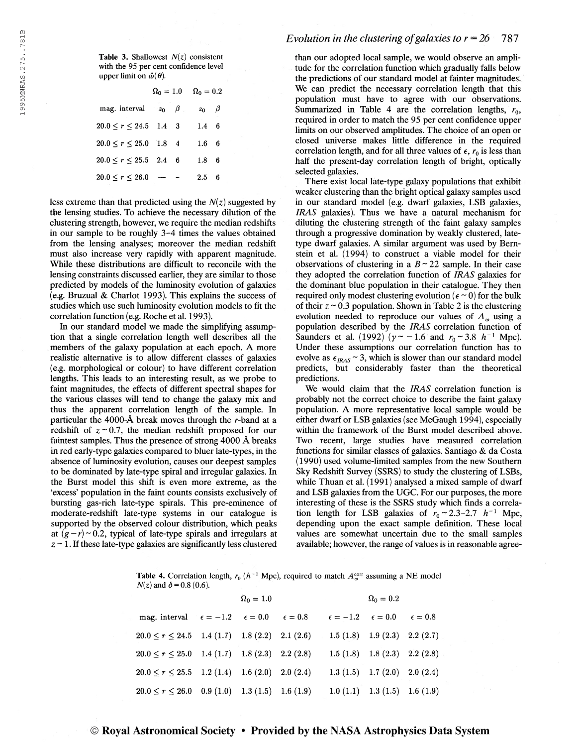**Table 3.** Shallowest $N(z)$ consistent with the 95 per cent confidence level upper limit on $\hat{\omega}(\theta)$.

| | $\Omega_0 = 1.0$ | | $\Omega_0 = 0.2$ | |
|---|---|---|---|---|
| mag. interval | $z_0$ | $\beta$ | $z_0$ | $\beta$ |
| $20.0 \leq r \leq 24.5$ | 1.4 | 3 | 1.4 | 6 |
| $20.0 \leq r \leq 25.0$ | 1.8 | 4 | 1.6 | 6 |
| $20.0 \leq r \leq 25.5$ | 2.4 | 6 | 1.8 | 6 |
| $20.0 \leq r \leq 26.0$ | — | – | 2.5 | 6 |

less extreme than that predicted using the $N(z)$ suggested by the lensing studies. To achieve the necessary dilution of the clustering strength, however, we require the median redshifts in our sample to be roughly 3–4 times the values obtained from the lensing analyses; moreover the median redshift must also increase very rapidly with apparent magnitude. While these distributions are difficult to reconcile with the lensing constraints discussed earlier, they are similar to those predicted by models of the luminosity evolution of galaxies (e.g. Bruzual & Charlot 1993). This explains the success of studies which use such luminosity evolution models to fit the correlation function (e.g. Roche et al. 1993).

In our standard model we made the simplifying assumption that a single correlation length well describes all the members of the galaxy population at each epoch. A more realistic alternative is to allow different classes of galaxies (e.g. morphological or colour) to have different correlation lengths. This leads to an interesting result, as we probe to faint magnitudes, the effects of different spectral shapes for the various classes will tend to change the galaxy mix and thus the apparent correlation length of the sample. In particular the 4000-Å break moves through the $r$-band at a redshift of $z \sim 0.7$, the median redshift proposed for our faintest samples. Thus the presence of strong 4000 Å breaks in red early-type galaxies compared to bluer late-types, in the absence of luminosity evolution, causes our deepest samples to be dominated by late-type spiral and irregular galaxies. In the Burst model this shift is even more extreme, as the 'excess' population in the faint counts consists exclusively of bursting gas-rich late-type spirals. This pre-eminence of moderate-redshift late-type systems in our catalogue is supported by the observed colour distribution, which peaks at $(g-r) \sim 0.2$, typical of late-type spirals and irregulars at $z \sim 1$. If these late-type galaxies are significantly less clustered than our adopted local sample, we would observe an amplitude for the correlation function which gradually falls below the predictions of our standard model at fainter magnitudes. We can predict the necessary correlation length that this population must have to agree with our observations. Summarized in Table 4 are the correlation lengths, $r_0$, required in order to match the 95 per cent confidence upper limits on our observed amplitudes. The choice of an open or closed universe makes little difference in the required correlation length, and for all three values of $\epsilon$, $r_0$ is less than half the present-day correlation length of bright, optically selected galaxies.

There exist local late-type galaxy populations that exhibit weaker clustering than the bright optical galaxy samples used in our standard model (e.g. dwarf galaxies, LSB galaxies, *IRAS* galaxies). Thus we have a natural mechanism for diluting the clustering strength of the faint galaxy samples through a progressive domination by weakly clustered, late-type dwarf galaxies. A similar argument was used by Bernstein et al. (1994) to construct a viable model for their observations of clustering in a $B \sim 22$ sample. In their case they adopted the correlation function of *IRAS* galaxies for the dominant blue population in their catalogue. They then required only modest clustering evolution ($\epsilon \sim 0$) for the bulk of their $z \sim 0.3$ population. Shown in Table 2 is the clustering evolution needed to reproduce our values of $A_\omega$ using a population described by the *IRAS* correlation function of Saunders et al. (1992) ($\gamma \sim -1.6$ and $r_0 \sim 3.8$ $h^{-1}$ Mpc). Under these assumptions our correlation function has to evolve as $\epsilon_{IRAS} \sim 3$, which is slower than our standard model predicts, but considerably faster than the theoretical predictions.

We would claim that the *IRAS* correlation function is probably not the correct choice to describe the faint galaxy population. A more representative local sample would be either dwarf or LSB galaxies (see McGaugh 1994), especially within the framework of the Burst model described above. Two recent, large studies have measured correlation functions for similar classes of galaxies. Santiago & da Costa (1990) used volume-limited samples from the new Southern Sky Redshift Survey (SSRS) to study the clustering of LSBs, while Thuan et al. (1991) analysed a mixed sample of dwarf and LSB galaxies from the UGC. For our purposes, the more interesting of these is the SSRS study which finds a correlation length for LSB galaxies of $r_0 \sim 2.3$–$2.7$ $h^{-1}$ Mpc, depending upon the exact sample definition. These local values are somewhat uncertain due to the small samples available; however, the range of values is in reasonable agree-

**Table 4.** Correlation length, $r_0$ ($h^{-1}$ Mpc), required to match $A_\omega^{\rm corr}$ assuming a NE model $N(z)$ and $\delta = 0.8$ (0.6).

| | $\Omega_0 = 1.0$ | | | $\Omega_0 = 0.2$ | | |
|---|---|---|---|---|---|---|
| mag. interval | $\epsilon = -1.2$ | $\epsilon = 0.0$ | $\epsilon = 0.8$ | $\epsilon = -1.2$ | $\epsilon = 0.0$ | $\epsilon = 0.8$ |
| $20.0 \leq r \leq 24.5$ | 1.4 (1.7) | 1.8 (2.2) | 2.1 (2.6) | 1.5 (1.8) | 1.9 (2.3) | 2.2 (2.7) |
| $20.0 \leq r \leq 25.0$ | 1.4 (1.7) | 1.8 (2.3) | 2.2 (2.8) | 1.5 (1.8) | 1.8 (2.3) | 2.2 (2.8) |
| $20.0 \leq r \leq 25.5$ | 1.2 (1.4) | 1.6 (2.0) | 2.0 (2.4) | 1.3 (1.5) | 1.7 (2.0) | 2.0 (2.4) |
| $20.0 \leq r \leq 26.0$ | 0.9 (1.0) | 1.3 (1.5) | 1.6 (1.9) | 1.0 (1.1) | 1.3 (1.5) | 1.6 (1.9) |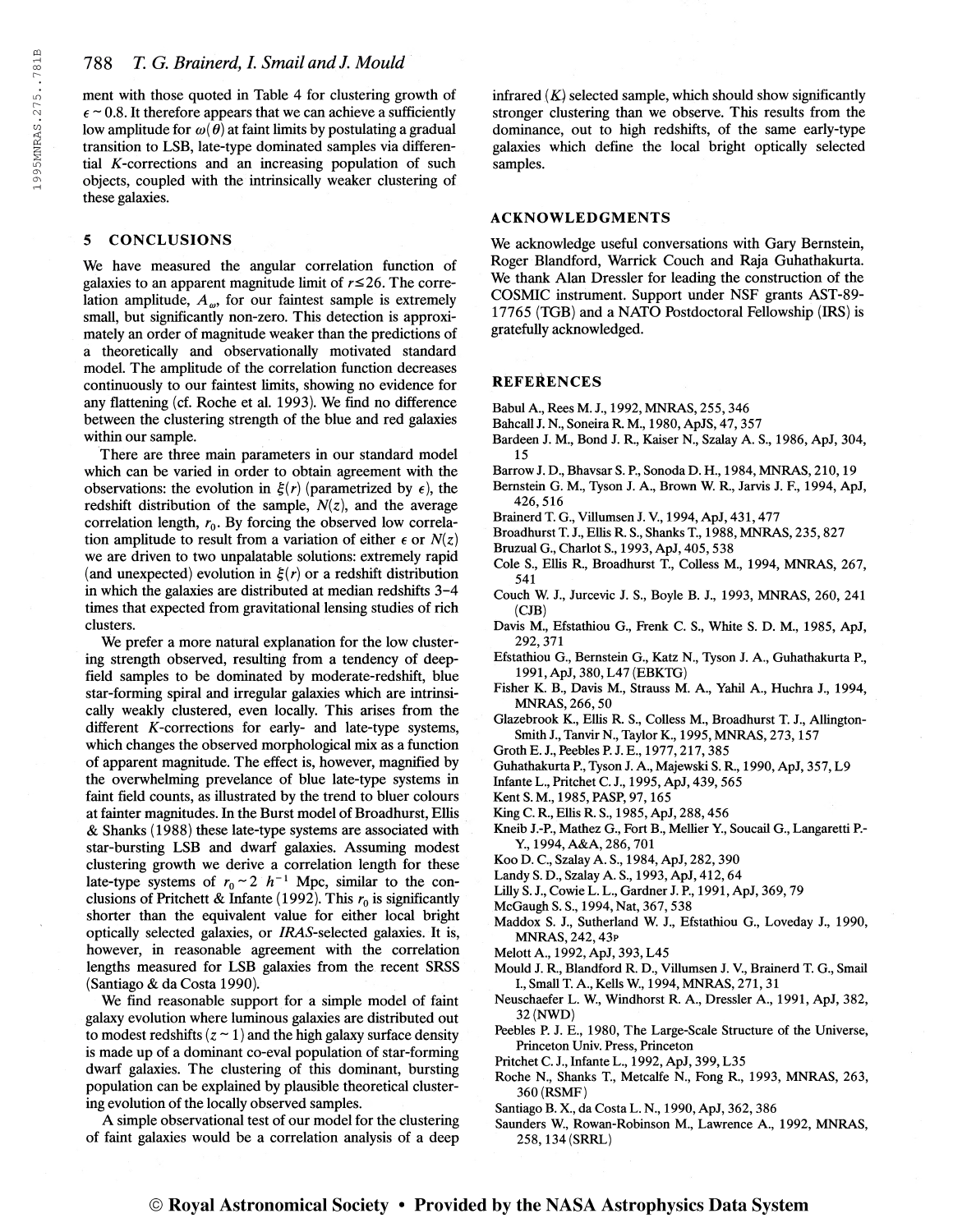ment with those quoted in Table 4 for clustering growth of $\epsilon \sim 0.8$. It therefore appears that we can achieve a sufficiently low amplitude for $\omega(\theta)$ at faint limits by postulating a gradual transition to LSB, late-type dominated samples via differential $K$-corrections and an increasing population of such objects, coupled with the intrinsically weaker clustering of these galaxies.

## 5 CONCLUSIONS

We have measured the angular correlation function of galaxies to an apparent magnitude limit of $r \lesssim 26$. The correlation amplitude, $A_\omega$, for our faintest sample is extremely small, but significantly non-zero. This detection is approximately an order of magnitude weaker than the predictions of a theoretically and observationally motivated standard model. The amplitude of the correlation function decreases continuously to our faintest limits, showing no evidence for any flattening (cf. Roche et al. 1993). We find no difference between the clustering strength of the blue and red galaxies within our sample.

There are three main parameters in our standard model which can be varied in order to obtain agreement with the observations: the evolution in $\xi(r)$ (parametrized by $\epsilon$), the redshift distribution of the sample, $N(z)$, and the average correlation length, $r_0$. By forcing the observed low correlation amplitude to result from a variation of either $\epsilon$ or $N(z)$ we are driven to two unpalatable solutions: extremely rapid (and unexpected) evolution in $\xi(r)$ or a redshift distribution in which the galaxies are distributed at median redshifts 3–4 times that expected from gravitational lensing studies of rich clusters.

We prefer a more natural explanation for the low clustering strength observed, resulting from a tendency of deep-field samples to be dominated by moderate-redshift, blue star-forming spiral and irregular galaxies which are intrinsically weakly clustered, even locally. This arises from the different $K$-corrections for early- and late-type systems, which changes the observed morphological mix as a function of apparent magnitude. The effect is, however, magnified by the overwhelming prevelance of blue late-type systems in faint field counts, as illustrated by the trend to bluer colours at fainter magnitudes. In the Burst model of Broadhurst, Ellis & Shanks (1988) these late-type systems are associated with star-bursting LSB and dwarf galaxies. Assuming modest clustering growth we derive a correlation length for these late-type systems of $r_0 \sim 2\ h^{-1}$ Mpc, similar to the conclusions of Pritchett & Infante (1992). This $r_0$ is significantly shorter than the equivalent value for either local bright optically selected galaxies, or *IRAS*-selected galaxies. It is, however, in reasonable agreement with the correlation lengths measured for LSB galaxies from the recent SRSS (Santiago & da Costa 1990).

We find reasonable support for a simple model of faint galaxy evolution where luminous galaxies are distributed out to modest redshifts ($z \sim 1$) and the high galaxy surface density is made up of a dominant co-eval population of star-forming dwarf galaxies. The clustering of this dominant, bursting population can be explained by plausible theoretical clustering evolution of the locally observed samples.

A simple observational test of our model for the clustering of faint galaxies would be a correlation analysis of a deep infrared ($K$) selected sample, which should show significantly stronger clustering than we observe. This results from the dominance, out to high redshifts, of the same early-type galaxies which define the local bright optically selected samples.

## ACKNOWLEDGMENTS

We acknowledge useful conversations with Gary Bernstein, Roger Blandford, Warrick Couch and Raja Guhathakurta. We thank Alan Dressler for leading the construction of the COSMIC instrument. Support under NSF grants AST-89-17765 (TGB) and a NATO Postdoctoral Fellowship (IRS) is gratefully acknowledged.

## REFERENCES

Babul A., Rees M. J., 1992, MNRAS, 255, 346
Bahcall J. N., Soneira R. M., 1980, ApJS, 47, 357
Bardeen J. M., Bond J. R., Kaiser N., Szalay A. S., 1986, ApJ, 304, 15
Barrow J. D., Bhavsar S. P., Sonoda D. H., 1984, MNRAS, 210, 19
Bernstein G. M., Tyson J. A., Brown W. R., Jarvis J. F., 1994, ApJ, 426, 516
Brainerd T. G., Villumsen J. V., 1994, ApJ, 431, 477
Broadhurst T. J., Ellis R. S., Shanks T., 1988, MNRAS, 235, 827
Bruzual G., Charlot S., 1993, ApJ, 405, 538
Cole S., Ellis R., Broadhurst T., Colless M., 1994, MNRAS, 267, 541
Couch W. J., Jurcevic J. S., Boyle B. J., 1993, MNRAS, 260, 241 (CJB)
Davis M., Efstathiou G., Frenk C. S., White S. D. M., 1985, ApJ, 292, 371
Efstathiou G., Bernstein G., Katz N., Tyson J. A., Guhathakurta P., 1991, ApJ, 380, L47 (EBKTG)
Fisher K. B., Davis M., Strauss M. A., Yahil A., Huchra J., 1994, MNRAS, 266, 50
Glazebrook K., Ellis R. S., Colless M., Broadhurst T. J., Allington-Smith J., Tanvir N., Taylor K., 1995, MNRAS, 273, 157
Groth E. J., Peebles P. J. E., 1977, 217, 385
Guhathakurta P., Tyson J. A., Majewski S. R., 1990, ApJ, 357, L9
Infante L., Pritchet C. J., 1995, ApJ, 439, 565
Kent S. M., 1985, PASP, 97, 165
King C. R., Ellis R. S., 1985, ApJ, 288, 456
Kneib J.-P., Mathez G., Fort B., Mellier Y., Soucail G., Langaretti P.-Y., 1994, A&A, 286, 701
Koo D. C., Szalay A. S., 1984, ApJ, 282, 390
Landy S. D., Szalay A. S., 1993, ApJ, 412, 64
Lilly S. J., Cowie L. L., Gardner J. P., 1991, ApJ, 369, 79
McGaugh S. S., 1994, Nat, 367, 538
Maddox S. J., Sutherland W. J., Efstathiou G., Loveday J., 1990, MNRAS, 242, 43P
Melott A., 1992, ApJ, 393, L45
Mould J. R., Blandford R. D., Villumsen J. V., Brainerd T. G., Smail I., Small T. A., Kells W., 1994, MNRAS, 271, 31
Neuschaefer L. W., Windhorst R. A., Dressler A., 1991, ApJ, 382, 32 (NWD)
Peebles P. J. E., 1980, The Large-Scale Structure of the Universe, Princeton Univ. Press, Princeton
Pritchet C. J., Infante L., 1992, ApJ, 399, L35
Roche N., Shanks T., Metcalfe N., Fong R., 1993, MNRAS, 263, 360 (RSMF)
Santiago B. X., da Costa L. N., 1990, ApJ, 362, 386
Saunders W., Rowan-Robinson M., Lawrence A., 1992, MNRAS, 258, 134 (SRRL)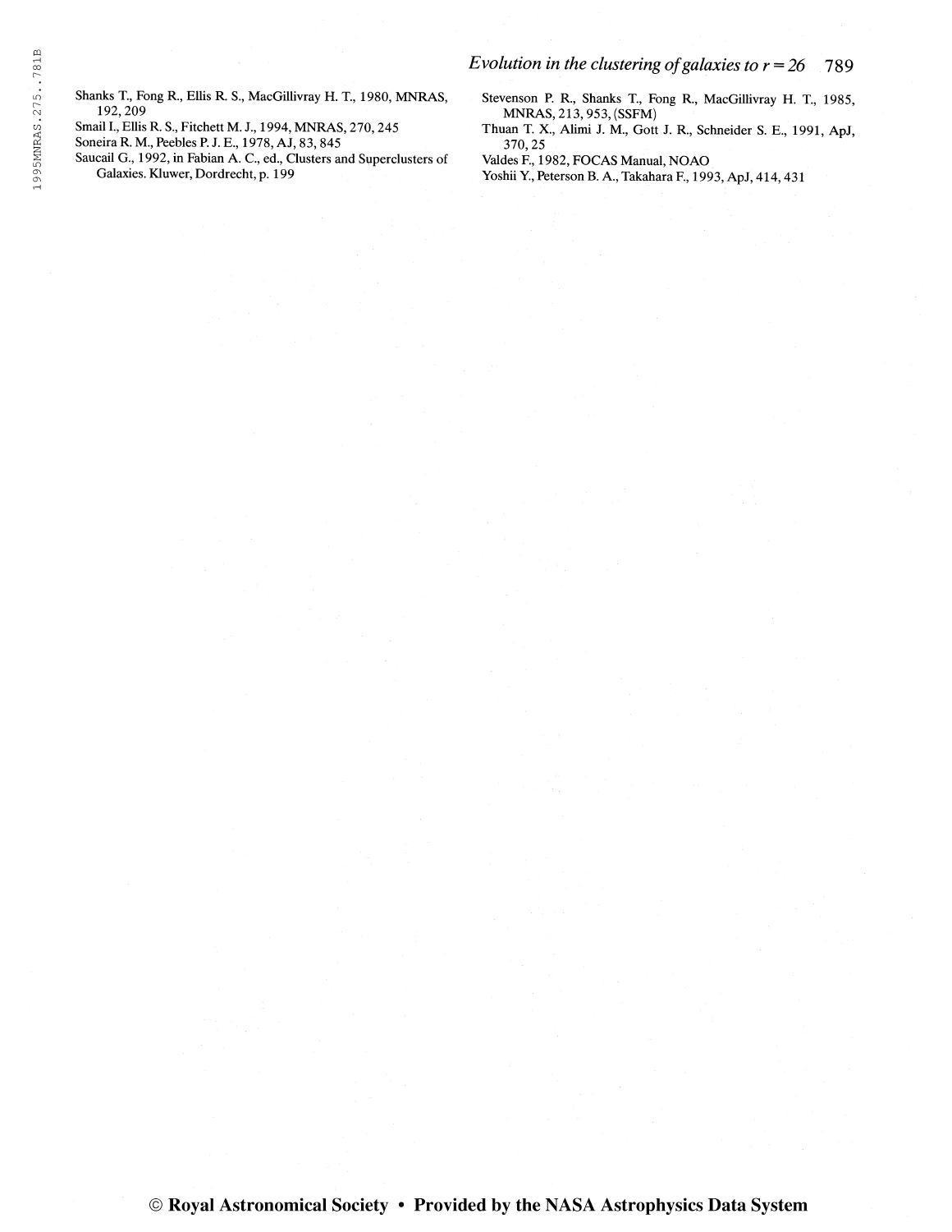Shanks T., Fong R., Ellis R. S., MacGillivray H. T., 1980, MNRAS, 192, 209

Smail I., Ellis R. S., Fitchett M. J., 1994, MNRAS, 270, 245

Soneira R. M., Peebles P. J. E., 1978, AJ, 83, 845

Saucail G., 1992, in Fabian A. C., ed., Clusters and Superclusters of Galaxies. Kluwer, Dordrecht, p. 199

Stevenson P. R., Shanks T., Fong R., MacGillivray H. T., 1985, MNRAS, 213, 953, (SSFM)

Thuan T. X., Alimi J. M., Gott J. R., Schneider S. E., 1991, ApJ, 370, 25

Valdes F., 1982, FOCAS Manual, NOAO

Yoshii Y., Peterson B. A., Takahara F., 1993, ApJ, 414, 431